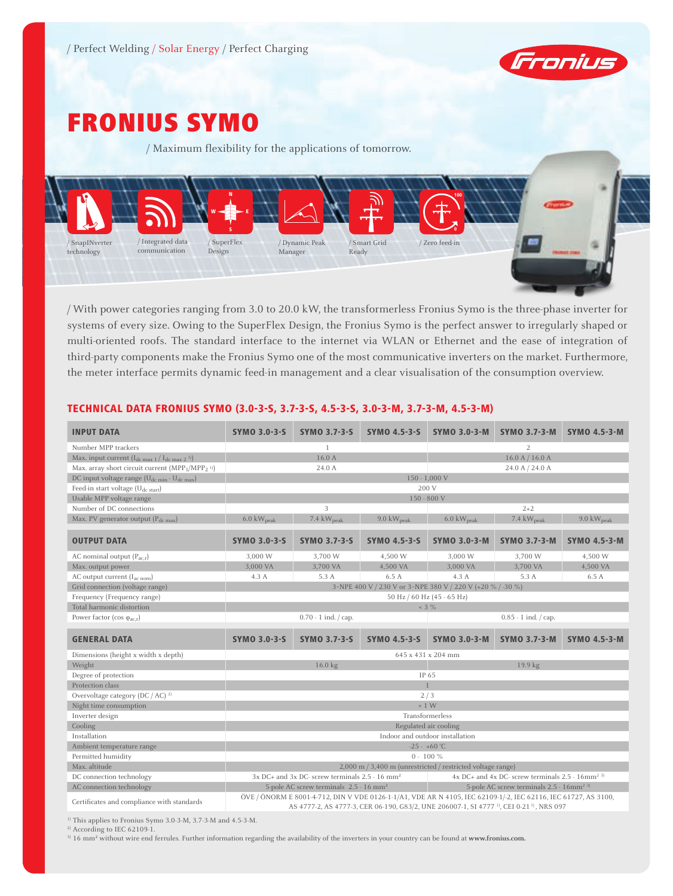/ Perfect Welding / Solar Energy / Perfect Charging

# FRONIUS SYMO

/ Maximum flexibility for the applications of tomorrow.

/ SnapINverter technology
/ Integrated data communication
/ SuperFlex Design
/ Dynamic Peak Manager
/ Smart Grid Ready
/ Zero feed-in

/ With power categories ranging from 3.0 to 20.0 kW, the transformerless Fronius Symo is the three-phase inverter for systems of every size. Owing to the SuperFlex Design, the Fronius Symo is the perfect answer to irregularly shaped or multi-oriented roofs. The standard interface to the internet via WLAN or Ethernet and the ease of integration of third-party components make the Fronius Symo one of the most communicative inverters on the market. Furthermore, the meter interface permits dynamic feed-in management and a clear visualisation of the consumption overview.

## TECHNICAL DATA FRONIUS SYMO (3.0-3-S, 3.7-3-S, 4.5-3-S, 3.0-3-M, 3.7-3-M, 4.5-3-M)

| INPUT DATA | SYMO 3.0-3-S | SYMO 3.7-3-S | SYMO 4.5-3-S | SYMO 3.0-3-M | SYMO 3.7-3-M | SYMO 4.5-3-M |
|---|---|---|---|---|---|---|
| Number MPP trackers | 1 | | | 2 | | |
| Max. input current ($I_{dc\ max\ 1}$ / $I_{dc\ max\ 2}$ [1]) | 16.0 A | | | 16.0 A / 16.0 A | | |
| Max. array short circuit current ($MPP_1$/$MPP_2$ [1]) | 24.0 A | | | 24.0 A / 24.0 A | | |
| DC input voltage range ($U_{dc\ min}$ - $U_{dc\ max}$) | 150 - 1,000 V | | | | | |
| Feed-in start voltage ($U_{dc\ start}$) | 200 V | | | | | |
| Usable MPP voltage range | 150 - 800 V | | | | | |
| Number of DC connections | 3 | | | 2+2 | | |
| Max. PV generator output ($P_{dc\ max}$) | 6.0 $kW_{peak}$ | 7.4 $kW_{peak}$ | 9.0 $kW_{peak}$ | 6.0 $kW_{peak}$ | 7.4 $kW_{peak}$ | 9.0 $kW_{peak}$ |

| OUTPUT DATA | SYMO 3.0-3-S | SYMO 3.7-3-S | SYMO 4.5-3-S | SYMO 3.0-3-M | SYMO 3.7-3-M | SYMO 4.5-3-M |
|---|---|---|---|---|---|---|
| AC nominal output ($P_{ac,r}$) | 3,000 W | 3,700 W | 4,500 W | 3,000 W | 3,700 W | 4,500 W |
| Max. output power | 3,000 VA | 3,700 VA | 4,500 VA | 3,000 VA | 3,700 VA | 4,500 VA |
| AC output current ($I_{ac\ nom}$) | 4.3 A | 5.3 A | 6.5 A | 4.3 A | 5.3 A | 6.5 A |
| Grid connection (voltage range) | 3-NPE 400 V / 230 V or 3-NPE 380 V / 220 V (+20 % / -30 %) | | | | | |
| Frequency (Frequency range) | 50 Hz / 60 Hz (45 - 65 Hz) | | | | | |
| Total harmonic distortion | < 3 % | | | | | |
| Power factor ($\cos \varphi_{ac,r}$) | 0.70 - 1 ind. / cap. | | | 0.85 - 1 ind. / cap. | | |

| GENERAL DATA | SYMO 3.0-3-S | SYMO 3.7-3-S | SYMO 4.5-3-S | SYMO 3.0-3-M | SYMO 3.7-3-M | SYMO 4.5-3-M |
|---|---|---|---|---|---|---|
| Dimensions (height x width x depth) | 645 x 431 x 204 mm | | | | | |
| Weight | 16.0 kg | | | 19.9 kg | | |
| Degree of protection | IP 65 | | | | | |
| Protection class | 1 | | | | | |
| Overvoltage category (DC / AC) [2] | 2 / 3 | | | | | |
| Night time consumption | < 1 W | | | | | |
| Inverter design | Transformerless | | | | | |
| Cooling | Regulated air cooling | | | | | |
| Installation | Indoor and outdoor installation | | | | | |
| Ambient temperature range | -25 - +60 °C | | | | | |
| Permitted humidity | 0 - 100 % | | | | | |
| Max. altitude | 2,000 m / 3,400 m (unrestricted / restricted voltage range) | | | | | |
| DC connection technology | 3x DC+ and 3x DC- screw terminals 2.5 - 16 mm² | | | 4x DC+ and 4x DC- screw terminals 2.5 - 16mm² [3] | | |
| AC connection technology | 5-pole AC screw terminals 2.5 - 16 mm² | | | 5-pole AC screw terminals 2.5 - 16mm² [3] | | |
| Certificates and compliance with standards | ÖVE / ÖNORM E 8001-4-712, DIN V VDE 0126-1-1/A1, VDE AR N 4105, IEC 62109-1/-2, IEC 62116, IEC 61727, AS 3100, AS 4777-2, AS 4777-3, CER 06-190, G83/2, UNE 206007-1, SI 4777 [1], CEI 0-21 [1], NRS 097 | | | | | |

[1] This applies to Fronius Symo 3.0-3-M, 3.7-3-M and 4.5-3-M.
[2] According to IEC 62109-1.
[3] 16 mm² without wire end ferrules. Further information regarding the availability of the inverters in your country can be found at **www.fronius.com.**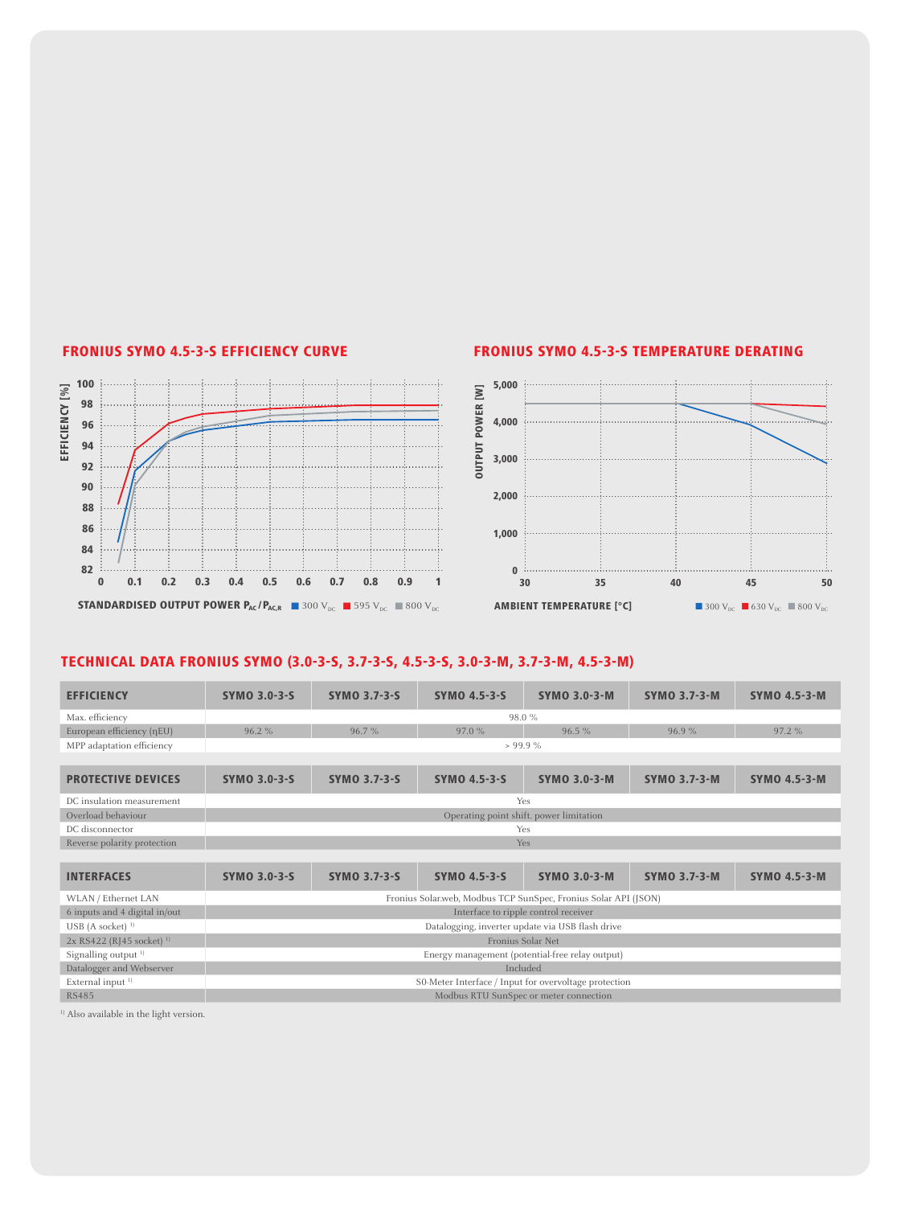## FRONIUS SYMO 4.5-3-S EFFICIENCY CURVE

EFFICIENCY [%]

STANDARDISED OUTPUT POWER $P_{AC}/P_{AC,R}$ ■ 300 $V_{DC}$ ■ 595 $V_{DC}$ ■ 800 $V_{DC}$

## FRONIUS SYMO 4.5-3-S TEMPERATURE DERATING

OUTPUT POWER [W]

AMBIENT TEMPERATURE [°C] ■ 300 $V_{DC}$ ■ 630 $V_{DC}$ ■ 800 $V_{DC}$

## TECHNICAL DATA FRONIUS SYMO (3.0-3-S, 3.7-3-S, 4.5-3-S, 3.0-3-M, 3.7-3-M, 4.5-3-M)

| EFFICIENCY | SYMO 3.0-3-S | SYMO 3.7-3-S | SYMO 4.5-3-S | SYMO 3.0-3-M | SYMO 3.7-3-M | SYMO 4.5-3-M |
|---|---|---|---|---|---|---|
| Max. efficiency | 98.0 % | | | | | |
| European efficiency (ηEU) | 96.2 % | 96.7 % | 97.0 % | 96.5 % | 96.9 % | 97.2 % |
| MPP adaptation efficiency | > 99.9 % | | | | | |

| PROTECTIVE DEVICES | SYMO 3.0-3-S | SYMO 3.7-3-S | SYMO 4.5-3-S | SYMO 3.0-3-M | SYMO 3.7-3-M | SYMO 4.5-3-M |
|---|---|---|---|---|---|---|
| DC insulation measurement | Yes | | | | | |
| Overload behaviour | Operating point shift. power limitation | | | | | |
| DC disconnector | Yes | | | | | |
| Reverse polarity protection | Yes | | | | | |

| INTERFACES | SYMO 3.0-3-S | SYMO 3.7-3-S | SYMO 4.5-3-S | SYMO 3.0-3-M | SYMO 3.7-3-M | SYMO 4.5-3-M |
|---|---|---|---|---|---|---|
| WLAN / Ethernet LAN | Fronius Solar.web, Modbus TCP SunSpec, Fronius Solar API (JSON) | | | | | |
| 6 inputs and 4 digital in/out | Interface to ripple control receiver | | | | | |
| USB (A socket) [1] | Datalogging, inverter update via USB flash drive | | | | | |
| 2x RS422 (RJ45 socket) [1] | Fronius Solar Net | | | | | |
| Signalling output [1] | Energy management (potential-free relay output) | | | | | |
| Datalogger and Webserver | Included | | | | | |
| External input [1] | S0-Meter Interface / Input for overvoltage protection | | | | | |
| RS485 | Modbus RTU SunSpec or meter connection | | | | | |

[1] Also available in the light version.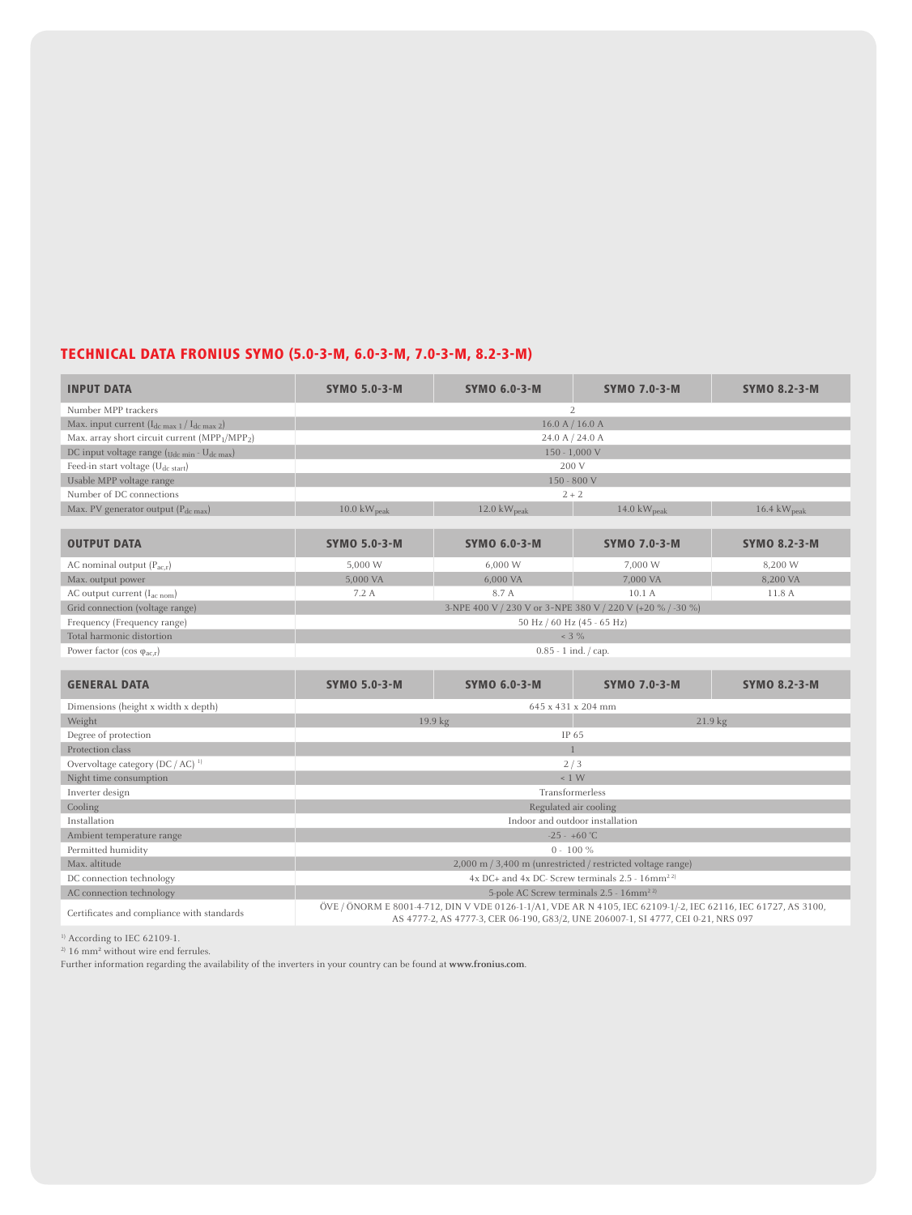## TECHNICAL DATA FRONIUS SYMO (5.0-3-M, 6.0-3-M, 7.0-3-M, 8.2-3-M)

| INPUT DATA | SYMO 5.0-3-M | SYMO 6.0-3-M | SYMO 7.0-3-M | SYMO 8.2-3-M |
|---|---|---|---|---|
| Number MPP trackers | 2 | | | |
| Max. input current ($I_{dc\ max\ 1}$ / $I_{dc\ max\ 2}$) | 16.0 A / 16.0 A | | | |
| Max. array short circuit current ($MPP_1$/$MPP_2$) | 24.0 A / 24.0 A | | | |
| DC input voltage range ($U_{dc\ min}$ - $U_{dc\ max}$) | 150 - 1,000 V | | | |
| Feed-in start voltage ($U_{dc\ start}$) | 200 V | | | |
| Usable MPP voltage range | 150 - 800 V | | | |
| Number of DC connections | 2 + 2 | | | |
| Max. PV generator output ($P_{dc\ max}$) | 10.0 $kW_{peak}$ | 12.0 $kW_{peak}$ | 14.0 $kW_{peak}$ | 16.4 $kW_{peak}$ |

| OUTPUT DATA | SYMO 5.0-3-M | SYMO 6.0-3-M | SYMO 7.0-3-M | SYMO 8.2-3-M |
|---|---|---|---|---|
| AC nominal output ($P_{ac,r}$) | 5,000 W | 6,000 W | 7,000 W | 8,200 W |
| Max. output power | 5,000 VA | 6,000 VA | 7,000 VA | 8,200 VA |
| AC output current ($I_{ac\ nom}$) | 7.2 A | 8.7 A | 10.1 A | 11.8 A |
| Grid connection (voltage range) | 3-NPE 400 V / 230 V or 3-NPE 380 V / 220 V (+20 % / -30 %) | | | |
| Frequency (Frequency range) | 50 Hz / 60 Hz (45 - 65 Hz) | | | |
| Total harmonic distortion | < 3 % | | | |
| Power factor (cos $\varphi_{ac,r}$) | 0.85 - 1 ind. / cap. | | | |

| GENERAL DATA | SYMO 5.0-3-M | SYMO 6.0-3-M | SYMO 7.0-3-M | SYMO 8.2-3-M |
|---|---|---|---|---|
| Dimensions (height x width x depth) | 645 x 431 x 204 mm | | | |
| Weight | 19.9 kg | | 21.9 kg | |
| Degree of protection | IP 65 | | | |
| Protection class | 1 | | | |
| Overvoltage category (DC / AC) [1] | 2 / 3 | | | |
| Night time consumption | < 1 W | | | |
| Inverter design | Transformerless | | | |
| Cooling | Regulated air cooling | | | |
| Installation | Indoor and outdoor installation | | | |
| Ambient temperature range | -25 - +60 °C | | | |
| Permitted humidity | 0 - 100 % | | | |
| Max. altitude | 2,000 m / 3,400 m (unrestricted / restricted voltage range) | | | |
| DC connection technology | 4x DC+ and 4x DC- Screw terminals 2.5 - 16mm² [2] | | | |
| AC connection technology | 5-pole AC Screw terminals 2.5 - 16mm² [2] | | | |
| Certificates and compliance with standards | ÖVE / ÖNORM E 8001-4-712, DIN V VDE 0126-1-1/A1, VDE AR N 4105, IEC 62109-1/-2, IEC 62116, IEC 61727, AS 3100, AS 4777-2, AS 4777-3, CER 06-190, G83/2, UNE 206007-1, SI 4777, CEI 0-21, NRS 097 | | | |

[1] According to IEC 62109-1.
[2] 16 mm² without wire end ferrules.
Further information regarding the availability of the inverters in your country can be found at **www.fronius.com**.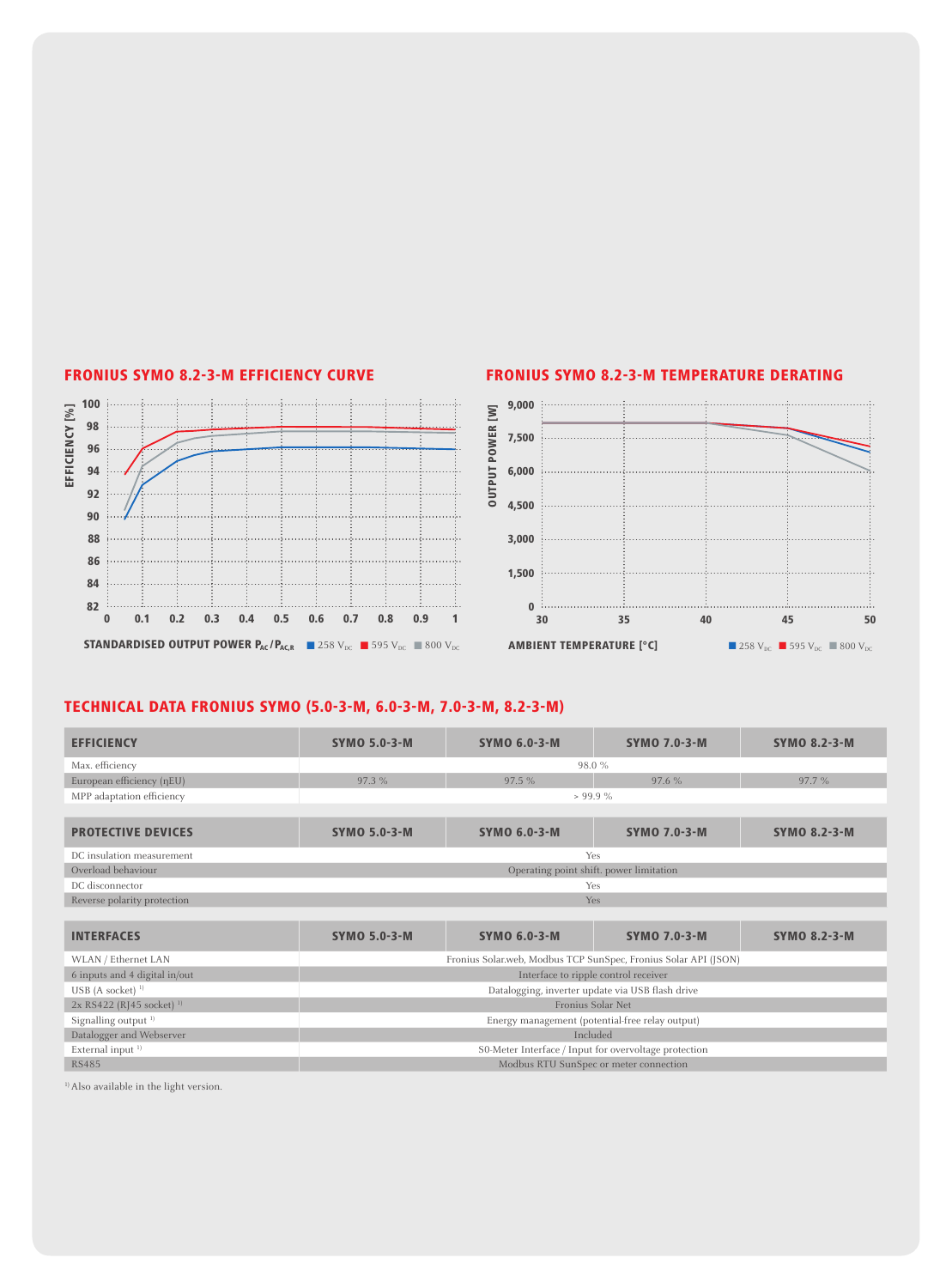## FRONIUS SYMO 8.2-3-M EFFICIENCY CURVE

EFFICIENCY [%]

STANDARDISED OUTPUT POWER $P_{AC}/P_{AC,R}$ ■ 258 $V_{DC}$ ■ 595 $V_{DC}$ ■ 800 $V_{DC}$

## FRONIUS SYMO 8.2-3-M TEMPERATURE DERATING

OUTPUT POWER [W]

AMBIENT TEMPERATURE [°C] ■ 258 $V_{DC}$ ■ 595 $V_{DC}$ ■ 800 $V_{DC}$

## TECHNICAL DATA FRONIUS SYMO (5.0-3-M, 6.0-3-M, 7.0-3-M, 8.2-3-M)

| EFFICIENCY | SYMO 5.0-3-M | SYMO 6.0-3-M | SYMO 7.0-3-M | SYMO 8.2-3-M |
|---|---|---|---|---|
| Max. efficiency | 98.0 % | | | |
| European efficiency (ηEU) | 97.3 % | 97.5 % | 97.6 % | 97.7 % |
| MPP adaptation efficiency | > 99.9 % | | | |

| PROTECTIVE DEVICES | SYMO 5.0-3-M | SYMO 6.0-3-M | SYMO 7.0-3-M | SYMO 8.2-3-M |
|---|---|---|---|---|
| DC insulation measurement | Yes | | | |
| Overload behaviour | Operating point shift, power limitation | | | |
| DC disconnector | Yes | | | |
| Reverse polarity protection | Yes | | | |

| INTERFACES | SYMO 5.0-3-M | SYMO 6.0-3-M | SYMO 7.0-3-M | SYMO 8.2-3-M |
|---|---|---|---|---|
| WLAN / Ethernet LAN | Fronius Solar.web, Modbus TCP SunSpec, Fronius Solar API (JSON) | | | |
| 6 inputs and 4 digital in/out | Interface to ripple control receiver | | | |
| USB (A socket) [1] | Datalogging, inverter update via USB flash drive | | | |
| 2x RS422 (RJ45 socket) [1] | Fronius Solar Net | | | |
| Signalling output [1] | Energy management (potential-free relay output) | | | |
| Datalogger and Webserver | Included | | | |
| External input [1] | S0-Meter Interface / Input for overvoltage protection | | | |
| RS485 | Modbus RTU SunSpec or meter connection | | | |

[1] Also available in the light version.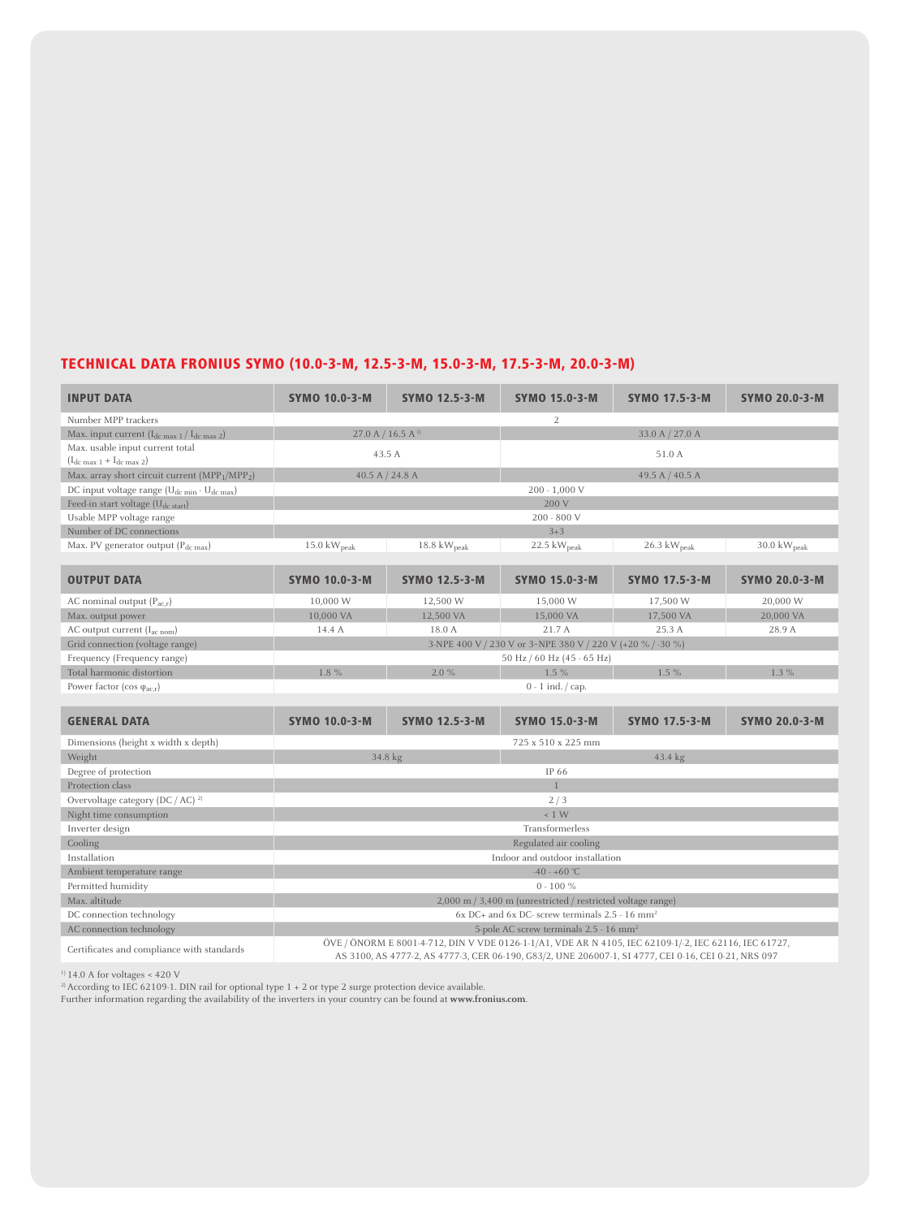## TECHNICAL DATA FRONIUS SYMO (10.0-3-M, 12.5-3-M, 15.0-3-M, 17.5-3-M, 20.0-3-M)

| INPUT DATA | SYMO 10.0-3-M | SYMO 12.5-3-M | SYMO 15.0-3-M | SYMO 17.5-3-M | SYMO 20.0-3-M |
|---|---|---|---|---|---|
| Number MPP trackers | 2 | | | | |
| Max. input current ($I_{dc\ max\ 1}$ / $I_{dc\ max\ 2}$) | 27.0 A / 16.5 A [1] | | 33.0 A / 27.0 A | | |
| Max. usable input current total ($I_{dc\ max\ 1}$ + $I_{dc\ max\ 2}$) | 43.5 A | | 51.0 A | | |
| Max. array short circuit current ($MPP_1$/$MPP_2$) | 40.5 A / 24.8 A | | 49.5 A / 40.5 A | | |
| DC input voltage range ($U_{dc\ min}$ - $U_{dc\ max}$) | 200 - 1,000 V | | | | |
| Feed-in start voltage ($U_{dc\ start}$) | 200 V | | | | |
| Usable MPP voltage range | 200 - 800 V | | | | |
| Number of DC connections | 3+3 | | | | |
| Max. PV generator output ($P_{dc\ max}$) | 15.0 $kW_{peak}$ | 18.8 $kW_{peak}$ | 22.5 $kW_{peak}$ | 26.3 $kW_{peak}$ | 30.0 $kW_{peak}$ |

| OUTPUT DATA | SYMO 10.0-3-M | SYMO 12.5-3-M | SYMO 15.0-3-M | SYMO 17.5-3-M | SYMO 20.0-3-M |
|---|---|---|---|---|---|
| AC nominal output ($P_{ac,r}$) | 10,000 W | 12,500 W | 15,000 W | 17,500 W | 20,000 W |
| Max. output power | 10,000 VA | 12,500 VA | 15,000 VA | 17,500 VA | 20,000 VA |
| AC output current ($I_{ac\ nom}$) | 14.4 A | 18.0 A | 21.7 A | 25.3 A | 28.9 A |
| Grid connection (voltage range) | 3-NPE 400 V / 230 V or 3-NPE 380 V / 220 V (+20 % / -30 %) | | | | |
| Frequency (Frequency range) | 50 Hz / 60 Hz (45 - 65 Hz) | | | | |
| Total harmonic distortion | 1.8 % | 2.0 % | 1.5 % | 1.5 % | 1.3 % |
| Power factor (cos $\varphi_{ac,r}$) | 0 - 1 ind. / cap. | | | | |

| GENERAL DATA | SYMO 10.0-3-M | SYMO 12.5-3-M | SYMO 15.0-3-M | SYMO 17.5-3-M | SYMO 20.0-3-M |
|---|---|---|---|---|---|
| Dimensions (height x width x depth) | 725 x 510 x 225 mm | | | | |
| Weight | 34.8 kg | | 43.4 kg | | |
| Degree of protection | IP 66 | | | | |
| Protection class | 1 | | | | |
| Overvoltage category (DC / AC) [2] | 2 / 3 | | | | |
| Night time consumption | < 1 W | | | | |
| Inverter design | Transformerless | | | | |
| Cooling | Regulated air cooling | | | | |
| Installation | Indoor and outdoor installation | | | | |
| Ambient temperature range | -40 - +60 °C | | | | |
| Permitted humidity | 0 - 100 % | | | | |
| Max. altitude | 2,000 m / 3,400 m (unrestricted / restricted voltage range) | | | | |
| DC connection technology | 6x DC+ and 6x DC- screw terminals 2.5 - 16 mm² | | | | |
| AC connection technology | 5-pole AC screw terminals 2.5 - 16 mm² | | | | |
| Certificates and compliance with standards | ÖVE / ÖNORM E 8001-4-712, DIN V VDE 0126-1-1/A1, VDE AR N 4105, IEC 62109-1/-2, IEC 62116, IEC 61727, AS 3100, AS 4777-2, AS 4777-3, CER 06-190, G83/2, UNE 206007-1, SI 4777, CEI 0-16, CEI 0-21, NRS 097 | | | | |

[1] 14.0 A for voltages < 420 V
[2] According to IEC 62109-1. DIN rail for optional type 1 + 2 or type 2 surge protection device available.
Further information regarding the availability of the inverters in your country can be found at **www.fronius.com**.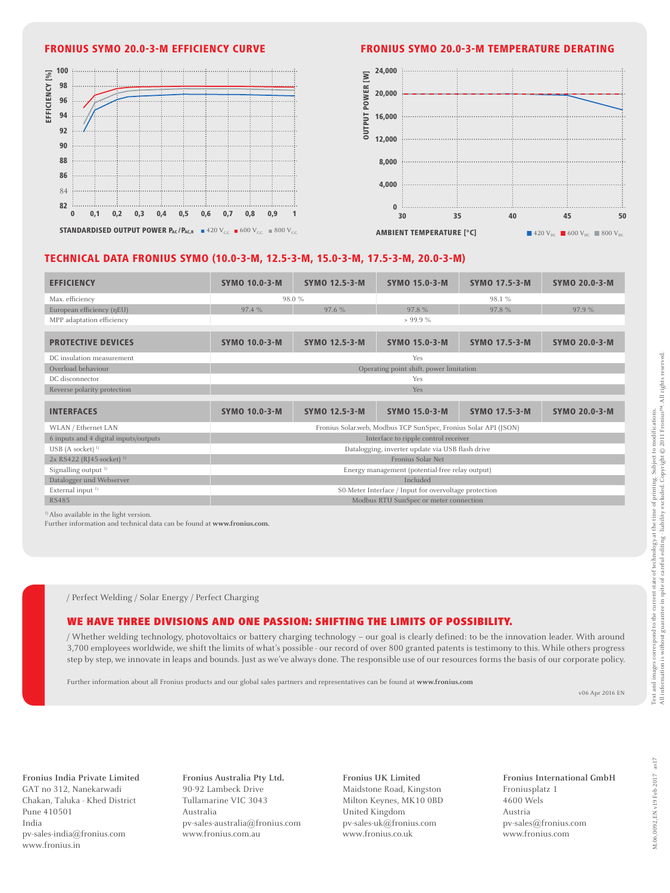## FRONIUS SYMO 20.0-3-M EFFICIENCY CURVE

EFFICIENCY [%]

100
98
96
94
92
90
88
86
84
82

0 0,1 0,2 0,3 0,4 0,5 0,6 0,7 0,8 0,9 1

STANDARDISED OUTPUT POWER $P_{AC}/P_{AC,R}$ ■ 420 $V_{CC}$ ■ 600 $V_{CC}$ ■ 800 $V_{CC}$

## FRONIUS SYMO 20.0-3-M TEMPERATURE DERATING

OUTPUT POWER [W]

24,000
20,000
16,000
12,000
8,000
4,000
0

30 35 40 45 50

AMBIENT TEMPERATURE [°C] ■ 420 $V_{DC}$ ■ 600 $V_{DC}$ ■ 800 $V_{DC}$

## TECHNICAL DATA FRONIUS SYMO (10.0-3-M, 12.5-3-M, 15.0-3-M, 17.5-3-M, 20.0-3-M)

| EFFICIENCY | SYMO 10.0-3-M | SYMO 12.5-3-M | SYMO 15.0-3-M | SYMO 17.5-3-M | SYMO 20.0-3-M |
|---|---|---|---|---|---|
| Max. efficiency | 98.0 % | | 98.1 % | | |
| European efficiency (ηEU) | 97.4 % | 97.6 % | 97.8 % | 97.8 % | 97.9 % |
| MPP adaptation efficiency | > 99.9 % | | | | |

| PROTECTIVE DEVICES | SYMO 10.0-3-M | SYMO 12.5-3-M | SYMO 15.0-3-M | SYMO 17.5-3-M | SYMO 20.0-3-M |
|---|---|---|---|---|---|
| DC insulation measurement | Yes | | | | |
| Overload behaviour | Operating point shift. power limitation | | | | |
| DC disconnector | Yes | | | | |
| Reverse polarity protection | Yes | | | | |

| INTERFACES | SYMO 10.0-3-M | SYMO 12.5-3-M | SYMO 15.0-3-M | SYMO 17.5-3-M | SYMO 20.0-3-M |
|---|---|---|---|---|---|
| WLAN / Ethernet LAN | Fronius Solar.web, Modbus TCP SunSpec, Fronius Solar API (JSON) | | | | |
| 6 inputs and 4 digital inputs/outputs | Interface to ripple control receiver | | | | |
| USB (A socket) [1] | Datalogging, inverter update via USB flash drive | | | | |
| 2x RS422 (RJ45-socket) [1] | Fronius Solar Net | | | | |
| Signalling output [1] | Energy management (potential-free relay output) | | | | |
| Datalogger und Webserver | Included | | | | |
| External input [1] | S0-Meter Interface / Input for overvoltage protection | | | | |
| RS485 | Modbus RTU SunSpec or meter connection | | | | |

[1] Also available in the light version.
Further information and technical data can be found at **www.fronius.com.**

/ Perfect Welding / Solar Energy / Perfect Charging

### WE HAVE THREE DIVISIONS AND ONE PASSION: SHIFTING THE LIMITS OF POSSIBILITY.

/ Whether welding technology, photovoltaics or battery charging technology – our goal is clearly defined: to be the innovation leader. With around 3,700 employees worldwide, we shift the limits of what's possible - our record of over 800 granted patents is testimony to this. While others progress step by step, we innovate in leaps and bounds. Just as we've always done. The responsible use of our resources forms the basis of our corporate policy.

Further information about all Fronius products and our global sales partners and representatives can be found at **www.fronius.com**

v06 Apr 2016 EN

Text and images correspond to the current state of technology at the time of printing. Subject to modifications.
All information is without guarantee in spite of careful editing - liability excluded. Copyright © 2011 Fronius™. All rights reserved.

**Fronius India Private Limited**
GAT no 312, Nanekarwadi
Chakan, Taluka - Khed District
Pune 410501
India
pv-sales-india@fronius.com
www.fronius.in

**Fronius Australia Pty Ltd.**
90-92 Lambeck Drive
Tullamarine VIC 3043
Australia
pv-sales-australia@fronius.com
www.fronius.com.au

**Fronius UK Limited**
Maidstone Road, Kingston
Milton Keynes, MK10 0BD
United Kingdom
pv-sales-uk@fronius.com
www.fronius.co.uk

**Fronius International GmbH**
Froniusplatz 1
4600 Wels
Austria
pv-sales@fronius.com
www.fronius.com

M,06,0092,EN v19 Feb 2017 as17